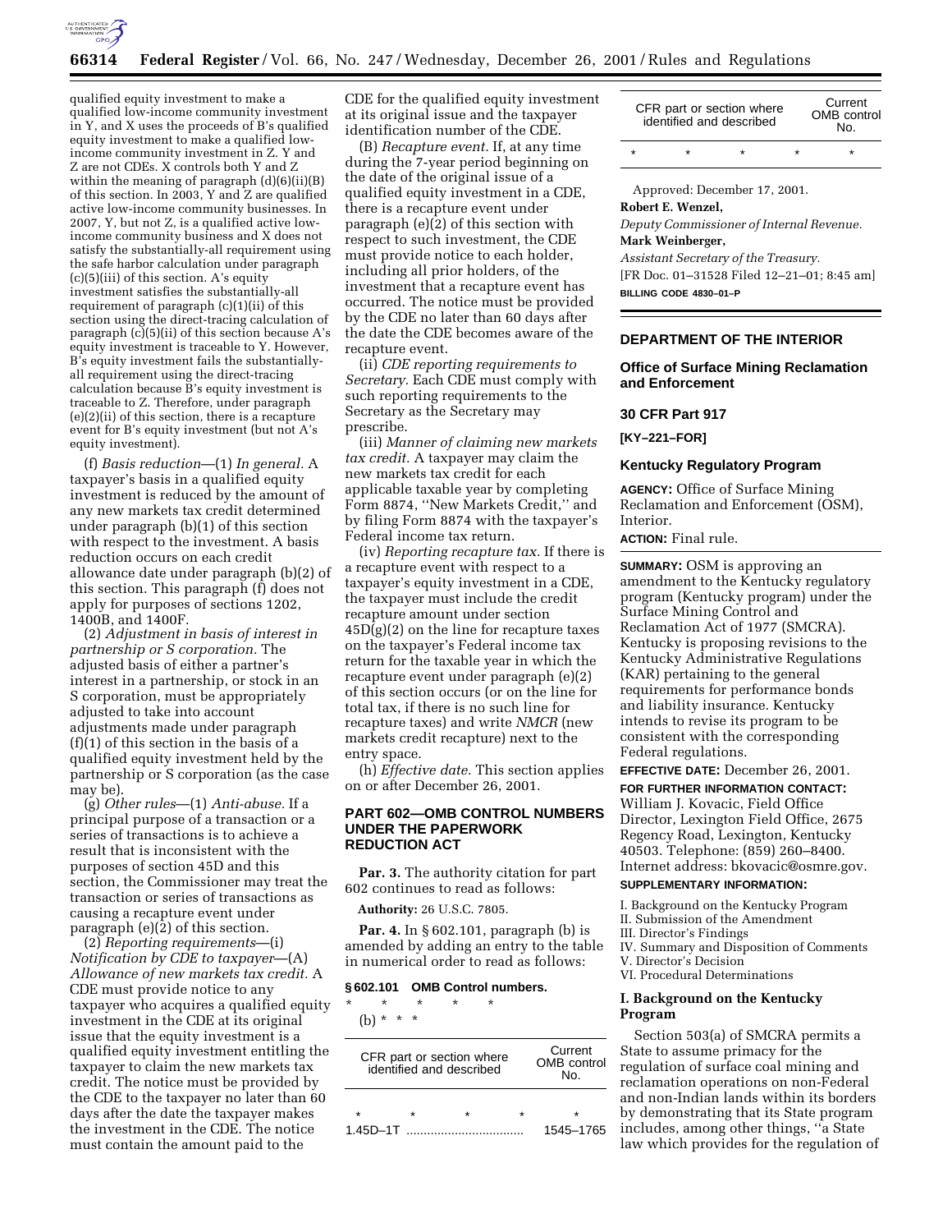qualified equity investment to make a qualified low-income community investment in Y, and X uses the proceeds of B's qualified equity investment to make a qualified low-income community investment in Z. Y and Z are not CDEs. X controls both Y and Z within the meaning of paragraph (d)(6)(ii)(B) of this section. In 2003, Y and Z are qualified active low-income community businesses. In 2007, Y, but not Z, is a qualified active low-income community business and X does not satisfy the substantially-all requirement using the safe harbor calculation under paragraph (c)(5)(iii) of this section. A's equity investment satisfies the substantially-all requirement of paragraph (c)(1)(ii) of this section using the direct-tracing calculation of paragraph (c)(5)(ii) of this section because A's equity investment is traceable to Y. However, B's equity investment fails the substantially-all requirement using the direct-tracing calculation because B's equity investment is traceable to Z. Therefore, under paragraph (e)(2)(ii) of this section, there is a recapture event for B's equity investment (but not A's equity investment).

(f) *Basis reduction*—(1) *In general.* A taxpayer's basis in a qualified equity investment is reduced by the amount of any new markets tax credit determined under paragraph (b)(1) of this section with respect to the investment. A basis reduction occurs on each credit allowance date under paragraph (b)(2) of this section. This paragraph (f) does not apply for purposes of sections 1202, 1400B, and 1400F.

(2) *Adjustment in basis of interest in partnership or S corporation.* The adjusted basis of either a partner's interest in a partnership, or stock in an S corporation, must be appropriately adjusted to take into account adjustments made under paragraph (f)(1) of this section in the basis of a qualified equity investment held by the partnership or S corporation (as the case may be).

(g) *Other rules*—(1) *Anti-abuse.* If a principal purpose of a transaction or a series of transactions is to achieve a result that is inconsistent with the purposes of section 45D and this section, the Commissioner may treat the transaction or series of transactions as causing a recapture event under paragraph (e)(2) of this section.

(2) *Reporting requirements*—(i) *Notification by CDE to taxpayer*—(A) *Allowance of new markets tax credit.* A CDE must provide notice to any taxpayer who acquires a qualified equity investment in the CDE at its original issue that the equity investment is a qualified equity investment entitling the taxpayer to claim the new markets tax credit. The notice must be provided by the CDE to the taxpayer no later than 60 days after the date the taxpayer makes the investment in the CDE. The notice must contain the amount paid to the CDE for the qualified equity investment at its original issue and the taxpayer identification number of the CDE.

(B) *Recapture event.* If, at any time during the 7-year period beginning on the date of the original issue of a qualified equity investment in a CDE, there is a recapture event under paragraph (e)(2) of this section with respect to such investment, the CDE must provide notice to each holder, including all prior holders, of the investment that a recapture event has occurred. The notice must be provided by the CDE no later than 60 days after the date the CDE becomes aware of the recapture event.

(ii) *CDE reporting requirements to Secretary.* Each CDE must comply with such reporting requirements to the Secretary as the Secretary may prescribe.

(iii) *Manner of claiming new markets tax credit.* A taxpayer may claim the new markets tax credit for each applicable taxable year by completing Form 8874, "New Markets Credit," and by filing Form 8874 with the taxpayer's Federal income tax return.

(iv) *Reporting recapture tax.* If there is a recapture event with respect to a taxpayer's equity investment in a CDE, the taxpayer must include the credit recapture amount under section 45D(g)(2) on the line for recapture taxes on the taxpayer's Federal income tax return for the taxable year in which the recapture event under paragraph (e)(2) of this section occurs (or on the line for total tax, if there is no such line for recapture taxes) and write *NMCR* (new markets credit recapture) next to the entry space.

(h) *Effective date.* This section applies on or after December 26, 2001.

## PART 602—OMB CONTROL NUMBERS UNDER THE PAPERWORK REDUCTION ACT

**Par. 3.** The authority citation for part 602 continues to read as follows:

**Authority:** 26 U.S.C. 7805.

**Par. 4.** In § 602.101, paragraph (b) is amended by adding an entry to the table in numerical order to read as follows:

### § 602.101 OMB Control numbers.

\* \* \* \* \*

(b) \* \* \*

| CFR part or section where identified and described | Current OMB control No. |
|---|---|
| \* \* \* \* | \* |
| 1.45D–1T | 1545–1765 |
| \* \* \* \* | \* |

Approved: December 17, 2001.

**Robert E. Wenzel,**

*Deputy Commissioner of Internal Revenue.*

**Mark Weinberger,**

*Assistant Secretary of the Treasury.*

[FR Doc. 01–31528 Filed 12–21–01; 8:45 am]

**BILLING CODE 4830–01–P**

## DEPARTMENT OF THE INTERIOR

### Office of Surface Mining Reclamation and Enforcement

### 30 CFR Part 917

**[KY–221–FOR]**

### Kentucky Regulatory Program

**AGENCY:** Office of Surface Mining Reclamation and Enforcement (OSM), Interior.

**ACTION:** Final rule.

**SUMMARY:** OSM is approving an amendment to the Kentucky regulatory program (Kentucky program) under the Surface Mining Control and Reclamation Act of 1977 (SMCRA). Kentucky is proposing revisions to the Kentucky Administrative Regulations (KAR) pertaining to the general requirements for performance bonds and liability insurance. Kentucky intends to revise its program to be consistent with the corresponding Federal regulations.

**EFFECTIVE DATE:** December 26, 2001.

**FOR FURTHER INFORMATION CONTACT:** William J. Kovacic, Field Office Director, Lexington Field Office, 2675 Regency Road, Lexington, Kentucky 40503. Telephone: (859) 260–8400. Internet address: bkovacic@osmre.gov.

**SUPPLEMENTARY INFORMATION:**

I. Background on the Kentucky Program
II. Submission of the Amendment
III. Director's Findings
IV. Summary and Disposition of Comments
V. Director's Decision
VI. Procedural Determinations

### I. Background on the Kentucky Program

Section 503(a) of SMCRA permits a State to assume primacy for the regulation of surface coal mining and reclamation operations on non-Federal and non-Indian lands within its borders by demonstrating that its State program includes, among other things, "a State law which provides for the regulation of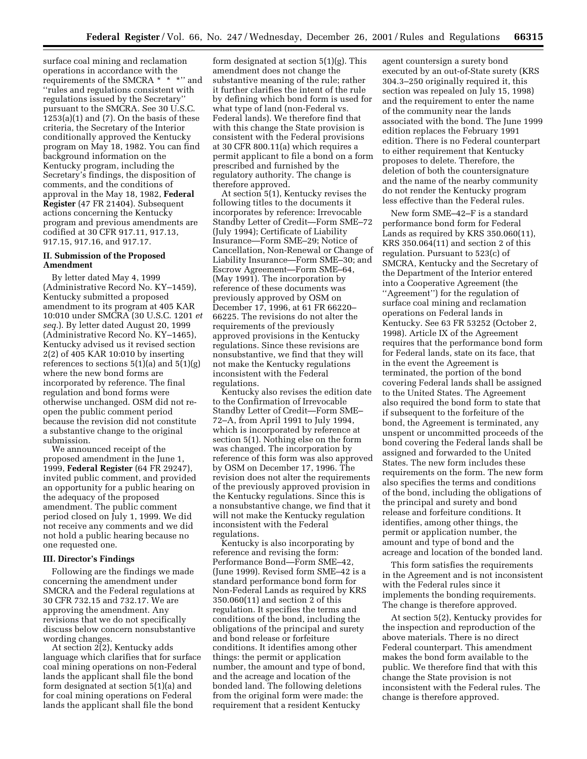surface coal mining and reclamation operations in accordance with the requirements of the SMCRA * * *'' and ''rules and regulations consistent with regulations issued by the Secretary'' pursuant to the SMCRA. See 30 U.S.C. 1253(a)(1) and (7). On the basis of these criteria, the Secretary of the Interior conditionally approved the Kentucky program on May 18, 1982. You can find background information on the Kentucky program, including the Secretary's findings, the disposition of comments, and the conditions of approval in the May 18, 1982, **Federal Register** (47 FR 21404). Subsequent actions concerning the Kentucky program and previous amendments are codified at 30 CFR 917.11, 917.13, 917.15, 917.16, and 917.17.

## II. Submission of the Proposed Amendment

By letter dated May 4, 1999 (Administrative Record No. KY–1459), Kentucky submitted a proposed amendment to its program at 405 KAR 10:010 under SMCRA (30 U.S.C. 1201 *et seq.*). By letter dated August 20, 1999 (Administrative Record No. KY–1465), Kentucky advised us it revised section 2(2) of 405 KAR 10:010 by inserting references to sections 5(1)(a) and 5(1)(g) where the new bond forms are incorporated by reference. The final regulation and bond forms were otherwise unchanged. OSM did not re-open the public comment period because the revision did not constitute a substantive change to the original submission.

We announced receipt of the proposed amendment in the June 1, 1999, **Federal Register** (64 FR 29247), invited public comment, and provided an opportunity for a public hearing on the adequacy of the proposed amendment. The public comment period closed on July 1, 1999. We did not receive any comments and we did not hold a public hearing because no one requested one.

## III. Director's Findings

Following are the findings we made concerning the amendment under SMCRA and the Federal regulations at 30 CFR 732.15 and 732.17. We are approving the amendment. Any revisions that we do not specifically discuss below concern nonsubstantive wording changes.

At section 2(2), Kentucky adds language which clarifies that for surface coal mining operations on non-Federal lands the applicant shall file the bond form designated at section 5(1)(a) and for coal mining operations on Federal lands the applicant shall file the bond form designated at section 5(1)(g). This amendment does not change the substantive meaning of the rule; rather it further clarifies the intent of the rule by defining which bond form is used for what type of land (non-Federal vs. Federal lands). We therefore find that with this change the State provision is consistent with the Federal provisions at 30 CFR 800.11(a) which requires a permit applicant to file a bond on a form prescribed and furnished by the regulatory authority. The change is therefore approved.

At section 5(1), Kentucky revises the following titles to the documents it incorporates by reference: Irrevocable Standby Letter of Credit—Form SME–72 (July 1994); Certificate of Liability Insurance—Form SME–29; Notice of Cancellation, Non-Renewal or Change of Liability Insurance—Form SME–30; and Escrow Agreement—Form SME–64, (May 1991). The incorporation by reference of these documents was previously approved by OSM on December 17, 1996, at 61 FR 66220–66225. The revisions do not alter the requirements of the previously approved provisions in the Kentucky regulations. Since these revisions are nonsubstantive, we find that they will not make the Kentucky regulations inconsistent with the Federal regulations.

Kentucky also revises the edition date to the Confirmation of Irrevocable Standby Letter of Credit—Form SME–72–A, from April 1991 to July 1994, which is incorporated by reference at section 5(1). Nothing else on the form was changed. The incorporation by reference of this form was also approved by OSM on December 17, 1996. The revision does not alter the requirements of the previously approved provision in the Kentucky regulations. Since this is a nonsubstantive change, we find that it will not make the Kentucky regulation inconsistent with the Federal regulations.

Kentucky is also incorporating by reference and revising the form: Performance Bond—Form SME–42, (June 1999). Revised form SME–42 is a standard performance bond form for Non-Federal Lands as required by KRS 350.060(11) and section 2 of this regulation. It specifies the terms and conditions of the bond, including the obligations of the principal and surety and bond release or forfeiture conditions. It identifies among other things: the permit or application number, the amount and type of bond, and the acreage and location of the bonded land. The following deletions from the original form were made: the requirement that a resident Kentucky agent countersign a surety bond executed by an out-of-State surety (KRS 304.3–250 originally required it, this section was repealed on July 15, 1998) and the requirement to enter the name of the community near the lands associated with the bond. The June 1999 edition replaces the February 1991 edition. There is no Federal counterpart to either requirement that Kentucky proposes to delete. Therefore, the deletion of both the countersignature and the name of the nearby community do not render the Kentucky program less effective than the Federal rules.

New form SME–42–F is a standard performance bond form for Federal Lands as required by KRS 350.060(11), KRS 350.064(11) and section 2 of this regulation. Pursuant to 523(c) of SMCRA, Kentucky and the Secretary of the Department of the Interior entered into a Cooperative Agreement (the ''Agreement'') for the regulation of surface coal mining and reclamation operations on Federal lands in Kentucky. See 63 FR 53252 (October 2, 1998). Article IX of the Agreement requires that the performance bond form for Federal lands, state on its face, that in the event the Agreement is terminated, the portion of the bond covering Federal lands shall be assigned to the United States. The Agreement also required the bond form to state that if subsequent to the forfeiture of the bond, the Agreement is terminated, any unspent or uncommitted proceeds of the bond covering the Federal lands shall be assigned and forwarded to the United States. The new form includes these requirements on the form. The new form also specifies the terms and conditions of the bond, including the obligations of the principal and surety and bond release and forfeiture conditions. It identifies, among other things, the permit or application number, the amount and type of bond and the acreage and location of the bonded land.

This form satisfies the requirements in the Agreement and is not inconsistent with the Federal rules since it implements the bonding requirements. The change is therefore approved.

At section 5(2), Kentucky provides for the inspection and reproduction of the above materials. There is no direct Federal counterpart. This amendment makes the bond form available to the public. We therefore find that with this change the State provision is not inconsistent with the Federal rules. The change is therefore approved.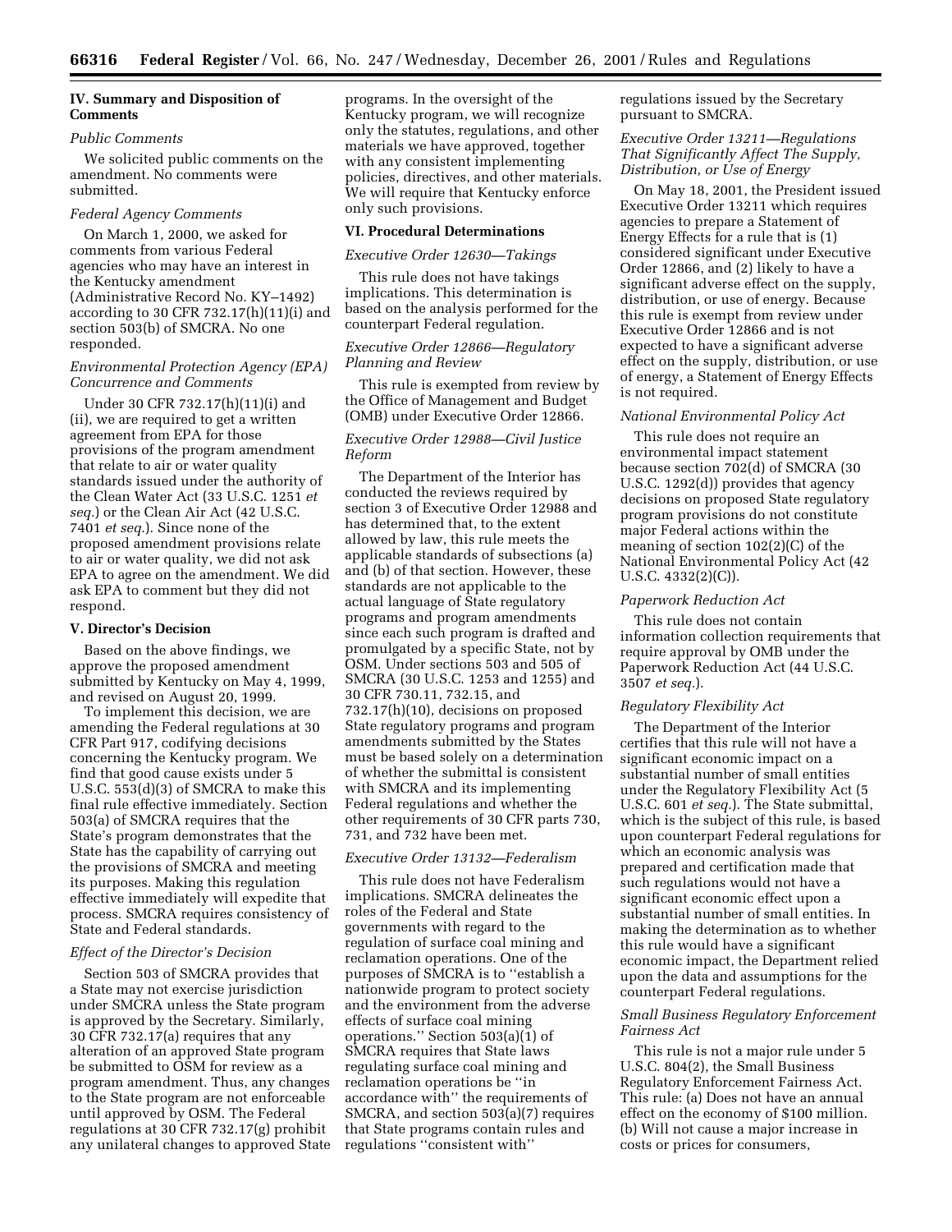## IV. Summary and Disposition of Comments

*Public Comments*

We solicited public comments on the amendment. No comments were submitted.

*Federal Agency Comments*

On March 1, 2000, we asked for comments from various Federal agencies who may have an interest in the Kentucky amendment (Administrative Record No. KY–1492) according to 30 CFR 732.17(h)(11)(i) and section 503(b) of SMCRA. No one responded.

*Environmental Protection Agency (EPA) Concurrence and Comments*

Under 30 CFR 732.17(h)(11)(i) and (ii), we are required to get a written agreement from EPA for those provisions of the program amendment that relate to air or water quality standards issued under the authority of the Clean Water Act (33 U.S.C. 1251 *et seq.*) or the Clean Air Act (42 U.S.C. 7401 *et seq.*). Since none of the proposed amendment provisions relate to air or water quality, we did not ask EPA to agree on the amendment. We did ask EPA to comment but they did not respond.

## V. Director's Decision

Based on the above findings, we approve the proposed amendment submitted by Kentucky on May 4, 1999, and revised on August 20, 1999.

To implement this decision, we are amending the Federal regulations at 30 CFR Part 917, codifying decisions concerning the Kentucky program. We find that good cause exists under 5 U.S.C. 553(d)(3) of SMCRA to make this final rule effective immediately. Section 503(a) of SMCRA requires that the State's program demonstrates that the State has the capability of carrying out the provisions of SMCRA and meeting its purposes. Making this regulation effective immediately will expedite that process. SMCRA requires consistency of State and Federal standards.

*Effect of the Director's Decision*

Section 503 of SMCRA provides that a State may not exercise jurisdiction under SMCRA unless the State program is approved by the Secretary. Similarly, 30 CFR 732.17(a) requires that any alteration of an approved State program be submitted to OSM for review as a program amendment. Thus, any changes to the State program are not enforceable until approved by OSM. The Federal regulations at 30 CFR 732.17(g) prohibit any unilateral changes to approved State programs. In the oversight of the Kentucky program, we will recognize only the statutes, regulations, and other materials we have approved, together with any consistent implementing policies, directives, and other materials. We will require that Kentucky enforce only such provisions.

## VI. Procedural Determinations

*Executive Order 12630—Takings*

This rule does not have takings implications. This determination is based on the analysis performed for the counterpart Federal regulation.

*Executive Order 12866—Regulatory Planning and Review*

This rule is exempted from review by the Office of Management and Budget (OMB) under Executive Order 12866.

*Executive Order 12988—Civil Justice Reform*

The Department of the Interior has conducted the reviews required by section 3 of Executive Order 12988 and has determined that, to the extent allowed by law, this rule meets the applicable standards of subsections (a) and (b) of that section. However, these standards are not applicable to the actual language of State regulatory programs and program amendments since each such program is drafted and promulgated by a specific State, not by OSM. Under sections 503 and 505 of SMCRA (30 U.S.C. 1253 and 1255) and 30 CFR 730.11, 732.15, and 732.17(h)(10), decisions on proposed State regulatory programs and program amendments submitted by the States must be based solely on a determination of whether the submittal is consistent with SMCRA and its implementing Federal regulations and whether the other requirements of 30 CFR parts 730, 731, and 732 have been met.

*Executive Order 13132—Federalism*

This rule does not have Federalism implications. SMCRA delineates the roles of the Federal and State governments with regard to the regulation of surface coal mining and reclamation operations. One of the purposes of SMCRA is to ''establish a nationwide program to protect society and the environment from the adverse effects of surface coal mining operations.'' Section 503(a)(1) of SMCRA requires that State laws regulating surface coal mining and reclamation operations be ''in accordance with'' the requirements of SMCRA, and section 503(a)(7) requires that State programs contain rules and regulations ''consistent with'' regulations issued by the Secretary pursuant to SMCRA.

*Executive Order 13211—Regulations That Significantly Affect The Supply, Distribution, or Use of Energy*

On May 18, 2001, the President issued Executive Order 13211 which requires agencies to prepare a Statement of Energy Effects for a rule that is (1) considered significant under Executive Order 12866, and (2) likely to have a significant adverse effect on the supply, distribution, or use of energy. Because this rule is exempt from review under Executive Order 12866 and is not expected to have a significant adverse effect on the supply, distribution, or use of energy, a Statement of Energy Effects is not required.

*National Environmental Policy Act*

This rule does not require an environmental impact statement because section 702(d) of SMCRA (30 U.S.C. 1292(d)) provides that agency decisions on proposed State regulatory program provisions do not constitute major Federal actions within the meaning of section 102(2)(C) of the National Environmental Policy Act (42 U.S.C. 4332(2)(C)).

*Paperwork Reduction Act*

This rule does not contain information collection requirements that require approval by OMB under the Paperwork Reduction Act (44 U.S.C. 3507 *et seq.*).

*Regulatory Flexibility Act*

The Department of the Interior certifies that this rule will not have a significant economic impact on a substantial number of small entities under the Regulatory Flexibility Act (5 U.S.C. 601 *et seq.*). The State submittal, which is the subject of this rule, is based upon counterpart Federal regulations for which an economic analysis was prepared and certification made that such regulations would not have a significant economic effect upon a substantial number of small entities. In making the determination as to whether this rule would have a significant economic impact, the Department relied upon the data and assumptions for the counterpart Federal regulations.

*Small Business Regulatory Enforcement Fairness Act*

This rule is not a major rule under 5 U.S.C. 804(2), the Small Business Regulatory Enforcement Fairness Act. This rule: (a) Does not have an annual effect on the economy of $100 million. (b) Will not cause a major increase in costs or prices for consumers,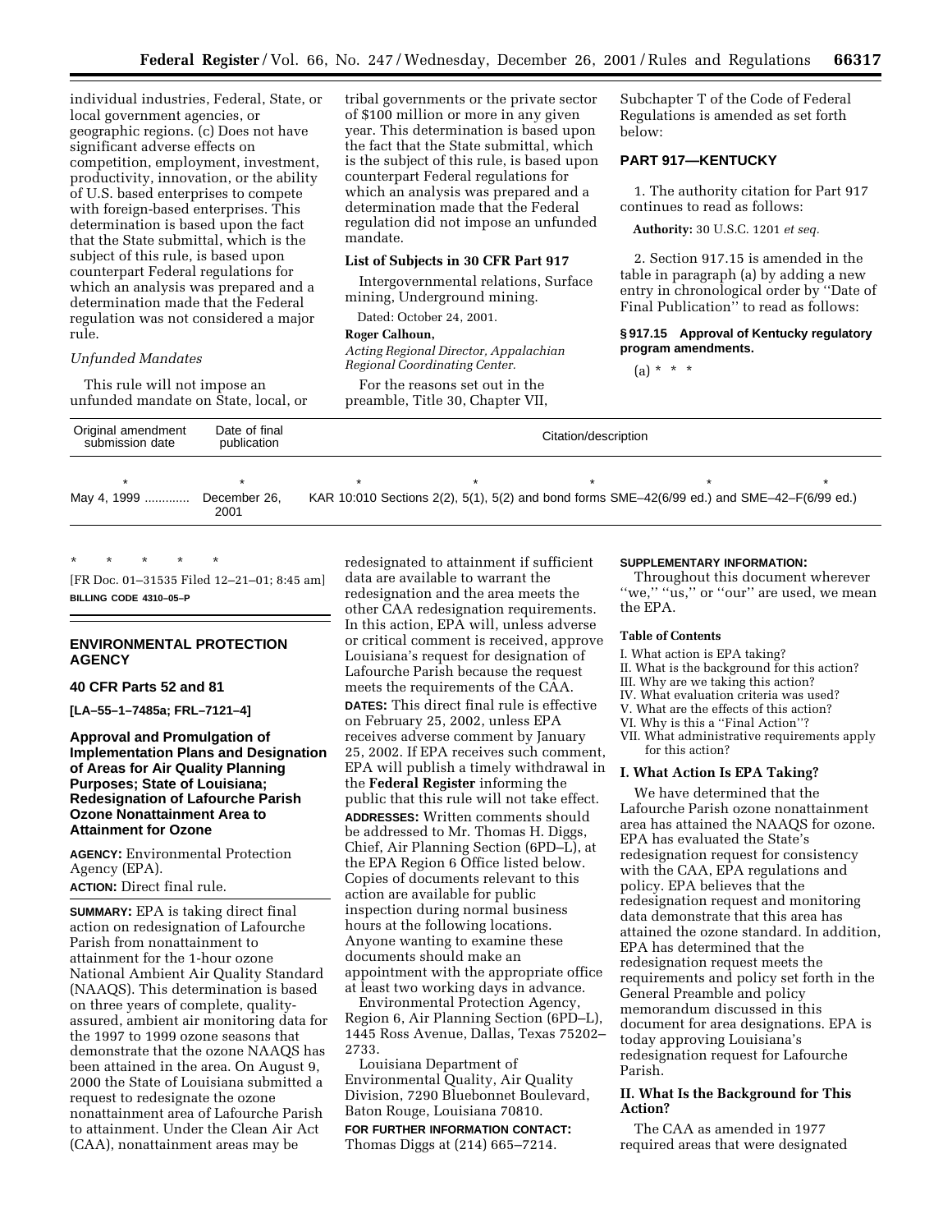individual industries, Federal, State, or local government agencies, or geographic regions. (c) Does not have significant adverse effects on competition, employment, investment, productivity, innovation, or the ability of U.S. based enterprises to compete with foreign-based enterprises. This determination is based upon the fact that the State submittal, which is the subject of this rule, is based upon counterpart Federal regulations for which an analysis was prepared and a determination made that the Federal regulation was not considered a major rule.

*Unfunded Mandates*

This rule will not impose an unfunded mandate on State, local, or tribal governments or the private sector of $100 million or more in any given year. This determination is based upon the fact that the State submittal, which is the subject of this rule, is based upon counterpart Federal regulations for which an analysis was prepared and a determination made that the Federal regulation did not impose an unfunded mandate.

**List of Subjects in 30 CFR Part 917**

Intergovernmental relations, Surface mining, Underground mining.

Dated: October 24, 2001.

**Roger Calhoun,**

*Acting Regional Director, Appalachian Regional Coordinating Center.*

For the reasons set out in the preamble, Title 30, Chapter VII, Subchapter T of the Code of Federal Regulations is amended as set forth below:

**PART 917—KENTUCKY**

1. The authority citation for Part 917 continues to read as follows:

**Authority:** 30 U.S.C. 1201 *et seq.*

2. Section 917.15 is amended in the table in paragraph (a) by adding a new entry in chronological order by "Date of Final Publication" to read as follows:

**§ 917.15 Approval of Kentucky regulatory program amendments.**

(a) * * *

| Original amendment submission date | Date of final publication | Citation/description |
|---|---|---|
| * | * | * * * * * |
| May 4, 1999 ............ | December 26, 2001 | KAR 10:010 Sections 2(2), 5(1), 5(2) and bond forms SME–42(6/99 ed.) and SME–42–F(6/99 ed.) |

\* \* \* \* \*

[FR Doc. 01–31535 Filed 12–21–01; 8:45 am]

**BILLING CODE 4310–05–P**

## ENVIRONMENTAL PROTECTION AGENCY

**40 CFR Parts 52 and 81**

**[LA–55–1–7485a; FRL–7121–4]**

## Approval and Promulgation of Implementation Plans and Designation of Areas for Air Quality Planning Purposes; State of Louisiana; Redesignation of Lafourche Parish Ozone Nonattainment Area to Attainment for Ozone

**AGENCY:** Environmental Protection Agency (EPA).

**ACTION:** Direct final rule.

**SUMMARY:** EPA is taking direct final action on redesignation of Lafourche Parish from nonattainment to attainment for the 1-hour ozone National Ambient Air Quality Standard (NAAQS). This determination is based on three years of complete, quality-assured, ambient air monitoring data for the 1997 to 1999 ozone seasons that demonstrate that the ozone NAAQS has been attained in the area. On August 9, 2000 the State of Louisiana submitted a request to redesignate the ozone nonattainment area of Lafourche Parish to attainment. Under the Clean Air Act (CAA), nonattainment areas may be redesignated to attainment if sufficient data are available to warrant the redesignation and the area meets the other CAA redesignation requirements. In this action, EPA will, unless adverse or critical comment is received, approve Louisiana's request for designation of Lafourche Parish because the request meets the requirements of the CAA.

**DATES:** This direct final rule is effective on February 25, 2002, unless EPA receives adverse comment by January 25, 2002. If EPA receives such comment, EPA will publish a timely withdrawal in the **Federal Register** informing the public that this rule will not take effect.

**ADDRESSES:** Written comments should be addressed to Mr. Thomas H. Diggs, Chief, Air Planning Section (6PD–L), at the EPA Region 6 Office listed below. Copies of documents relevant to this action are available for public inspection during normal business hours at the following locations. Anyone wanting to examine these documents should make an appointment with the appropriate office at least two working days in advance.

Environmental Protection Agency, Region 6, Air Planning Section (6PD–L), 1445 Ross Avenue, Dallas, Texas 75202–2733.

Louisiana Department of Environmental Quality, Air Quality Division, 7290 Bluebonnet Boulevard, Baton Rouge, Louisiana 70810.

**FOR FURTHER INFORMATION CONTACT:** Thomas Diggs at (214) 665–7214.

**SUPPLEMENTARY INFORMATION:**

Throughout this document wherever "we," "us," or "our" are used, we mean the EPA.

**Table of Contents**

I. What action is EPA taking?
II. What is the background for this action?
III. Why are we taking this action?
IV. What evaluation criteria was used?
V. What are the effects of this action?
VI. Why is this a "Final Action"?
VII. What administrative requirements apply for this action?

### I. What Action Is EPA Taking?

We have determined that the Lafourche Parish ozone nonattainment area has attained the NAAQS for ozone. EPA has evaluated the State's redesignation request for consistency with the CAA, EPA regulations and policy. EPA believes that the redesignation request and monitoring data demonstrate that this area has attained the ozone standard. In addition, EPA has determined that the redesignation request meets the requirements and policy set forth in the General Preamble and policy memorandum discussed in this document for area designations. EPA is today approving Louisiana's redesignation request for Lafourche Parish.

### II. What Is the Background for This Action?

The CAA as amended in 1977 required areas that were designated